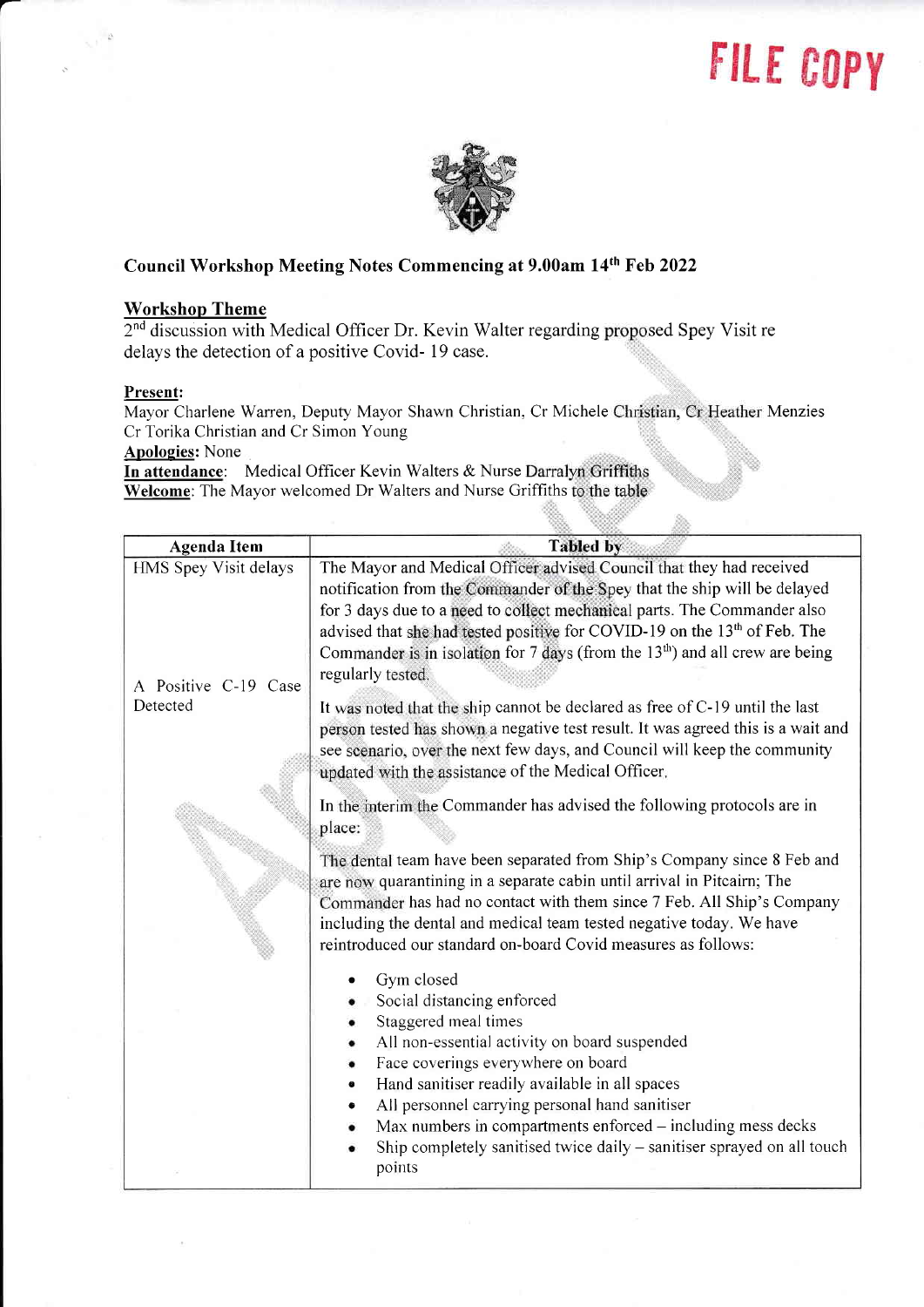FILE COPY

**Council Workshop Meeting Notes Commencing at 9.00am 14th Feb 2022**

**Workshop Theme**

2nd discussion with Medical Officer Dr. Kevin Walter regarding proposed Spey Visit re delays the detection of a positive Covid- 19 case.

**Present:**
Mayor Charlene Warren, Deputy Mayor Shawn Christian, Cr Michele Christian, Cr Heather Menzies Cr Torika Christian and Cr Simon Young

**Apologies:** None

**In attendance**: Medical Officer Kevin Walters & Nurse Darralyn Griffiths

**Welcome**: The Mayor welcomed Dr Walters and Nurse Griffiths to the table

| Agenda Item | Tabled by |
|---|---|
| HMS Spey Visit delays | The Mayor and Medical Officer advised Council that they had received notification from the Commander of the Spey that the ship will be delayed for 3 days due to a need to collect mechanical parts. The Commander also advised that she had tested positive for COVID-19 on the 13th of Feb. The Commander is in isolation for 7 days (from the 13th) and all crew are being regularly tested. |
| A Positive C-19 Case Detected | It was noted that the ship cannot be declared as free of C-19 until the last person tested has shown a negative test result. It was agreed this is a wait and see scenario, over the next few days, and Council will keep the community updated with the assistance of the Medical Officer.<br><br>In the interim the Commander has advised the following protocols are in place:<br><br>The dental team have been separated from Ship's Company since 8 Feb and are now quarantining in a separate cabin until arrival in Pitcairn; The Commander has had no contact with them since 7 Feb. All Ship's Company including the dental and medical team tested negative today. We have reintroduced our standard on-board Covid measures as follows:<br><br>• Gym closed<br>• Social distancing enforced<br>• Staggered meal times<br>• All non-essential activity on board suspended<br>• Face coverings everywhere on board<br>• Hand sanitiser readily available in all spaces<br>• All personnel carrying personal hand sanitiser<br>• Max numbers in compartments enforced – including mess decks<br>• Ship completely sanitised twice daily – sanitiser sprayed on all touch points |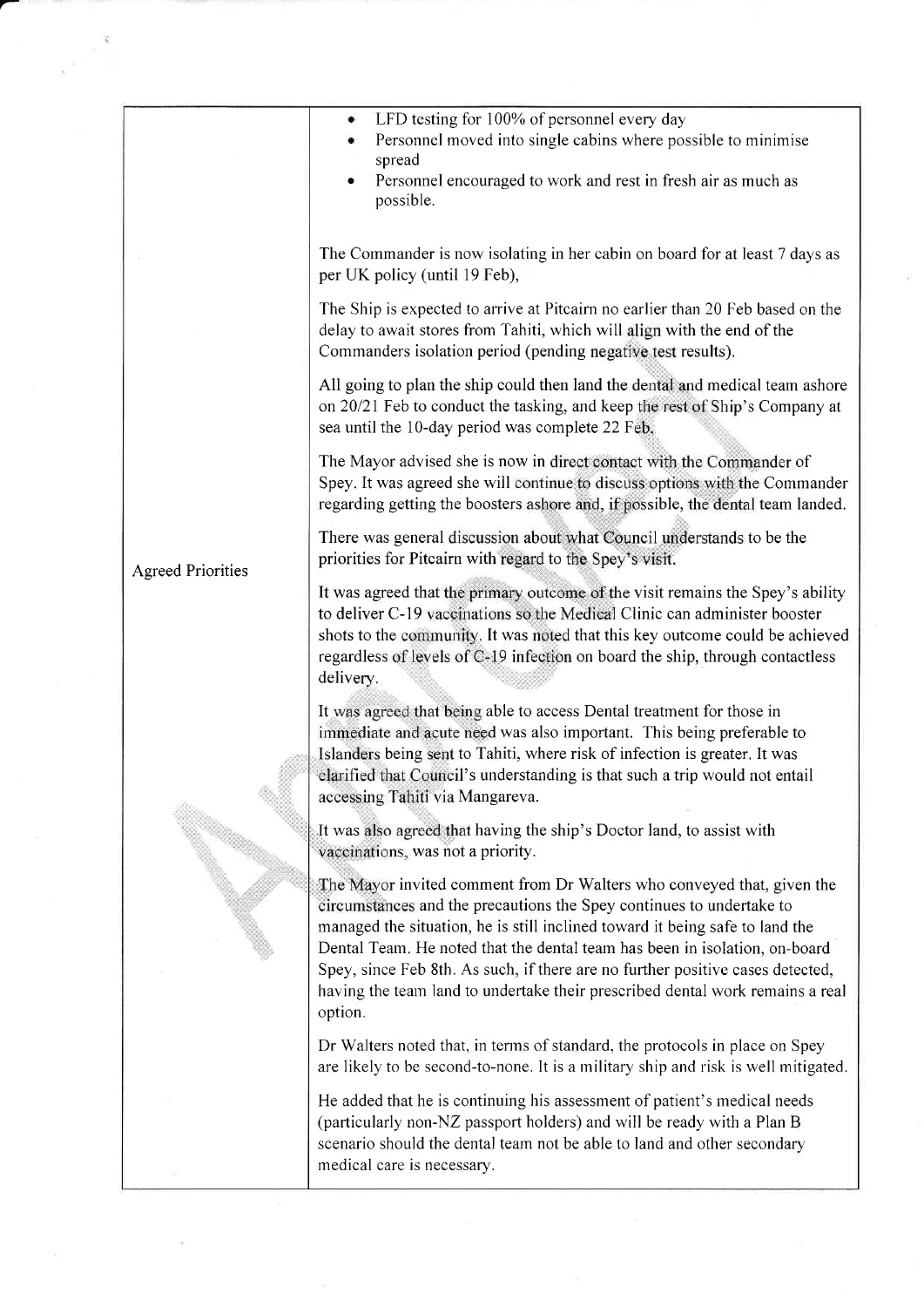| | |
|---|---|
| Agreed Priorities | • LFD testing for 100% of personnel every day<br>• Personnel moved into single cabins where possible to minimise spread<br>• Personnel encouraged to work and rest in fresh air as much as possible.<br><br>The Commander is now isolating in her cabin on board for at least 7 days as per UK policy (until 19 Feb),<br><br>The Ship is expected to arrive at Pitcairn no earlier than 20 Feb based on the delay to await stores from Tahiti, which will align with the end of the Commanders isolation period (pending negative test results).<br><br>All going to plan the ship could then land the dental and medical team ashore on 20/21 Feb to conduct the tasking, and keep the rest of Ship's Company at sea until the 10-day period was complete 22 Feb.<br><br>The Mayor advised she is now in direct contact with the Commander of Spey. It was agreed she will continue to discuss options with the Commander regarding getting the boosters ashore and, if possible, the dental team landed.<br><br>There was general discussion about what Council understands to be the priorities for Pitcairn with regard to the Spey's visit.<br><br>It was agreed that the primary outcome of the visit remains the Spey's ability to deliver C-19 vaccinations so the Medical Clinic can administer booster shots to the community. It was noted that this key outcome could be achieved regardless of levels of C-19 infection on board the ship, through contactless delivery.<br><br>It was agreed that being able to access Dental treatment for those in immediate and acute need was also important. This being preferable to Islanders being sent to Tahiti, where risk of infection is greater. It was clarified that Council's understanding is that such a trip would not entail accessing Tahiti via Mangareva.<br><br>It was also agreed that having the ship's Doctor land, to assist with vaccinations, was not a priority.<br><br>The Mayor invited comment from Dr Walters who conveyed that, given the circumstances and the precautions the Spey continues to undertake to managed the situation, he is still inclined toward it being safe to land the Dental Team. He noted that the dental team has been in isolation, on-board Spey, since Feb 8th. As such, if there are no further positive cases detected, having the team land to undertake their prescribed dental work remains a real option.<br><br>Dr Walters noted that, in terms of standard, the protocols in place on Spey are likely to be second-to-none. It is a military ship and risk is well mitigated.<br><br>He added that he is continuing his assessment of patient's medical needs (particularly non-NZ passport holders) and will be ready with a Plan B scenario should the dental team not be able to land and other secondary medical care is necessary. |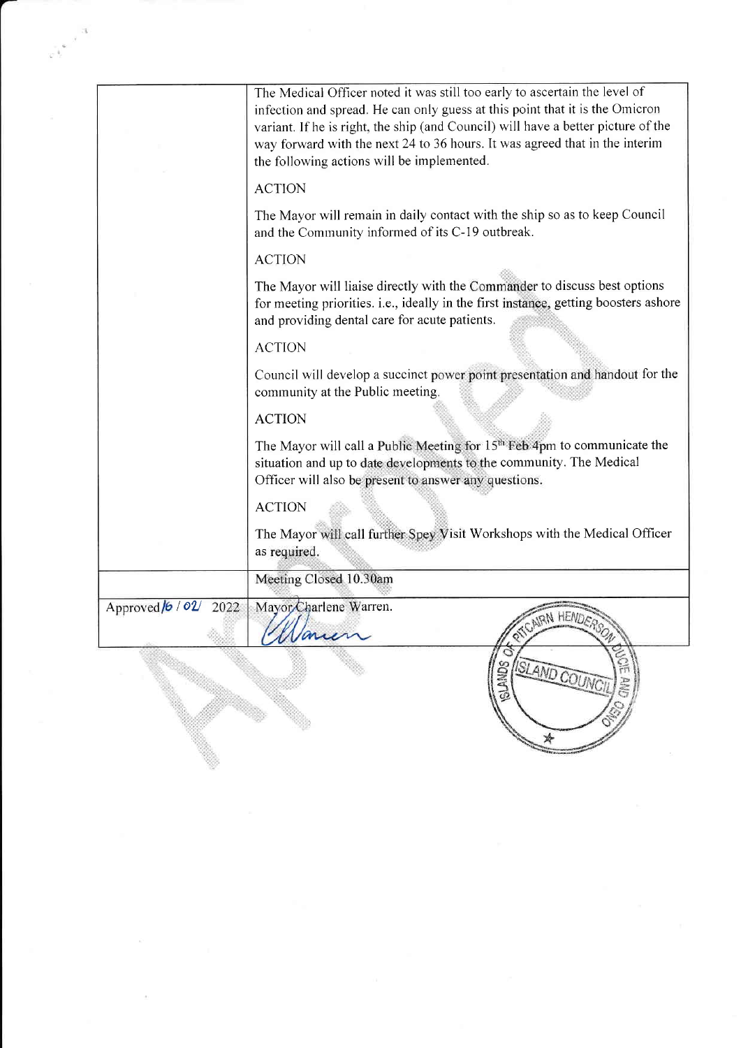| | |
|---|---|
| | The Medical Officer noted it was still too early to ascertain the level of infection and spread. He can only guess at this point that it is the Omicron variant. If he is right, the ship (and Council) will have a better picture of the way forward with the next 24 to 36 hours. It was agreed that in the interim the following actions will be implemented.<br><br>ACTION<br><br>The Mayor will remain in daily contact with the ship so as to keep Council and the Community informed of its C-19 outbreak.<br><br>ACTION<br><br>The Mayor will liaise directly with the Commander to discuss best options for meeting priorities. i.e., ideally in the first instance, getting boosters ashore and providing dental care for acute patients.<br><br>ACTION<br><br>Council will develop a succinct power point presentation and handout for the community at the Public meeting.<br><br>ACTION<br><br>The Mayor will call a Public Meeting for 15th Feb 4pm to communicate the situation and up to date developments to the community. The Medical Officer will also be present to answer any questions.<br><br>ACTION<br><br>The Mayor will call further Spey Visit Workshops with the Medical Officer as required. |
| | Meeting Closed 10.30am |
| Approved 16 / 02 / 2022 | Mayor Charlene Warren. |

ISLANDS OF PITCAIRN HENDERSON DUCIE AND OENO
ISLAND COUNCIL

Approved